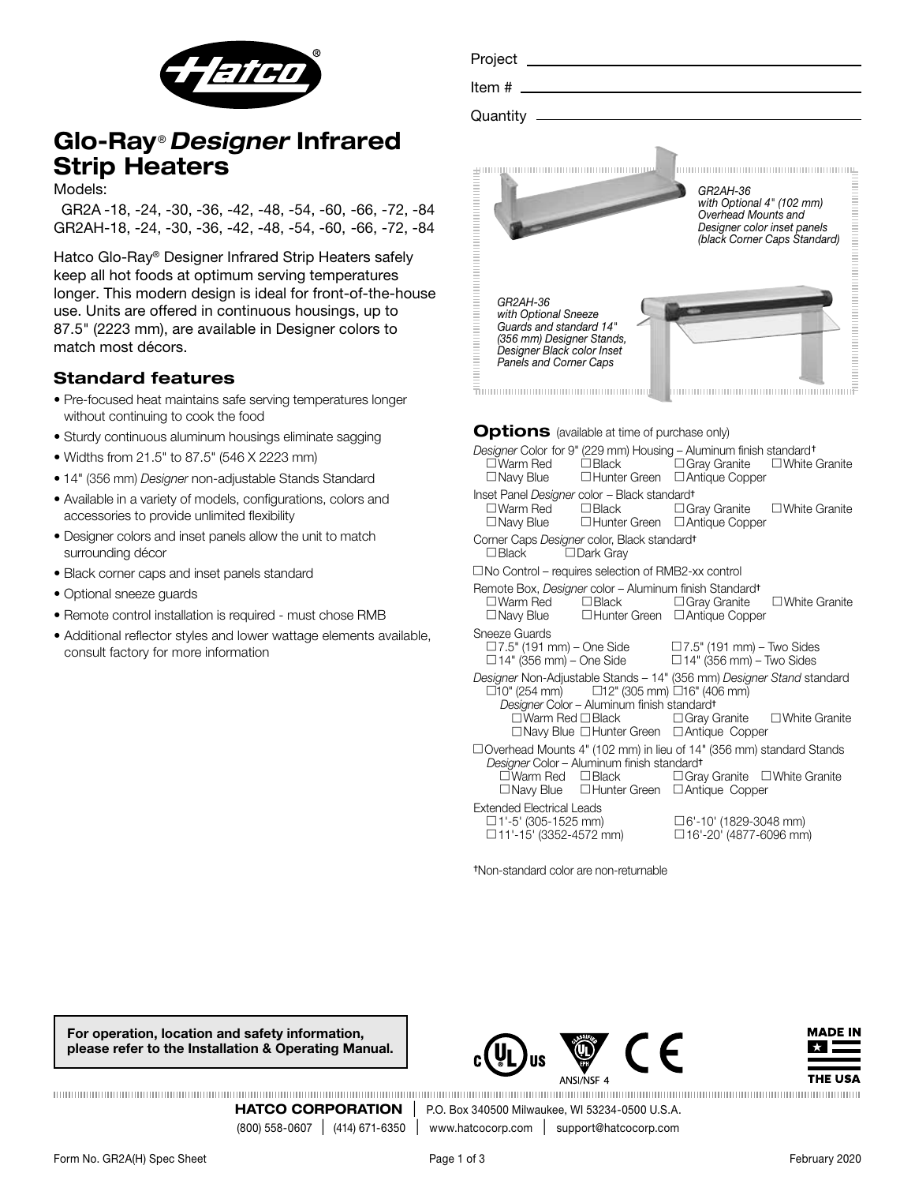# Glo-Ray® *Designer* Infrared Strip Heaters

Models:

GR2A -18, -24, -30, -36, -42, -48, -54, -60, -66, -72, -84
GR2AH-18, -24, -30, -36, -42, -48, -54, -60, -66, -72, -84

Hatco Glo-Ray® Designer Infrared Strip Heaters safely keep all hot foods at optimum serving temperatures longer. This modern design is ideal for front-of-the-house use. Units are offered in continuous housings, up to 87.5" (2223 mm), are available in Designer colors to match most décors.

## Standard features

- Pre-focused heat maintains safe serving temperatures longer without continuing to cook the food
- Sturdy continuous aluminum housings eliminate sagging
- Widths from 21.5" to 87.5" (546 X 2223 mm)
- 14" (356 mm) *Designer* non-adjustable Stands Standard
- Available in a variety of models, configurations, colors and accessories to provide unlimited flexibility
- Designer colors and inset panels allow the unit to match surrounding décor
- Black corner caps and inset panels standard
- Optional sneeze guards
- Remote control installation is required - must chose RMB
- Additional reflector styles and lower wattage elements available, consult factory for more information

Project ________________

Item # ________________

Quantity ________________

*GR2AH-36 with Optional 4" (102 mm) Overhead Mounts and Designer color inset panels (black Corner Caps Standard)*

*GR2AH-36 with Optional Sneeze Guards and standard 14" (356 mm) Designer Stands, Designer Black color Inset Panels and Corner Caps*

## Options (available at time of purchase only)

*Designer* Color for 9" (229 mm) Housing – Aluminum finish standard†
☐ Warm Red ☐ Black ☐ Gray Granite ☐ White Granite
☐ Navy Blue ☐ Hunter Green ☐ Antique Copper

Inset Panel *Designer* color – Black standard†
☐ Warm Red ☐ Black ☐ Gray Granite ☐ White Granite
☐ Navy Blue ☐ Hunter Green ☐ Antique Copper

Corner Caps *Designer* color, Black standard†
☐ Black ☐ Dark Gray

☐ No Control – requires selection of RMB2-xx control

Remote Box, *Designer* color – Aluminum finish Standard†
☐ Warm Red ☐ Black ☐ Gray Granite ☐ White Granite
☐ Navy Blue ☐ Hunter Green ☐ Antique Copper

Sneeze Guards
☐ 7.5" (191 mm) – One Side ☐ 7.5" (191 mm) – Two Sides
☐ 14" (356 mm) – One Side ☐ 14" (356 mm) – Two Sides

*Designer* Non-Adjustable Stands – 14" (356 mm) *Designer Stand* standard
☐ 10" (254 mm) ☐ 12" (305 mm) ☐ 16" (406 mm)
*Designer* Color – Aluminum finish standard†
☐ Warm Red ☐ Black ☐ Gray Granite ☐ White Granite
☐ Navy Blue ☐ Hunter Green ☐ Antique Copper

☐ Overhead Mounts 4" (102 mm) in lieu of 14" (356 mm) standard Stands
*Designer* Color – Aluminum finish standard†
☐ Warm Red ☐ Black ☐ Gray Granite ☐ White Granite
☐ Navy Blue ☐ Hunter Green ☐ Antique Copper

Extended Electrical Leads
☐ 1'-5' (305-1525 mm) ☐ 6'-10' (1829-3048 mm)
☐ 11'-15' (3352-4572 mm) ☐ 16'-20' (4877-6096 mm)

†Non-standard color are non-returnable

**For operation, location and safety information, please refer to the Installation & Operating Manual.**

ANSI/NSF 4

MADE IN THE USA

**HATCO CORPORATION** | P.O. Box 340500 Milwaukee, WI 53234-0500 U.S.A.
(800) 558-0607 | (414) 671-6350 | www.hatcocorp.com | support@hatcocorp.com

Form No. GR2A(H) Spec Sheet — February 2020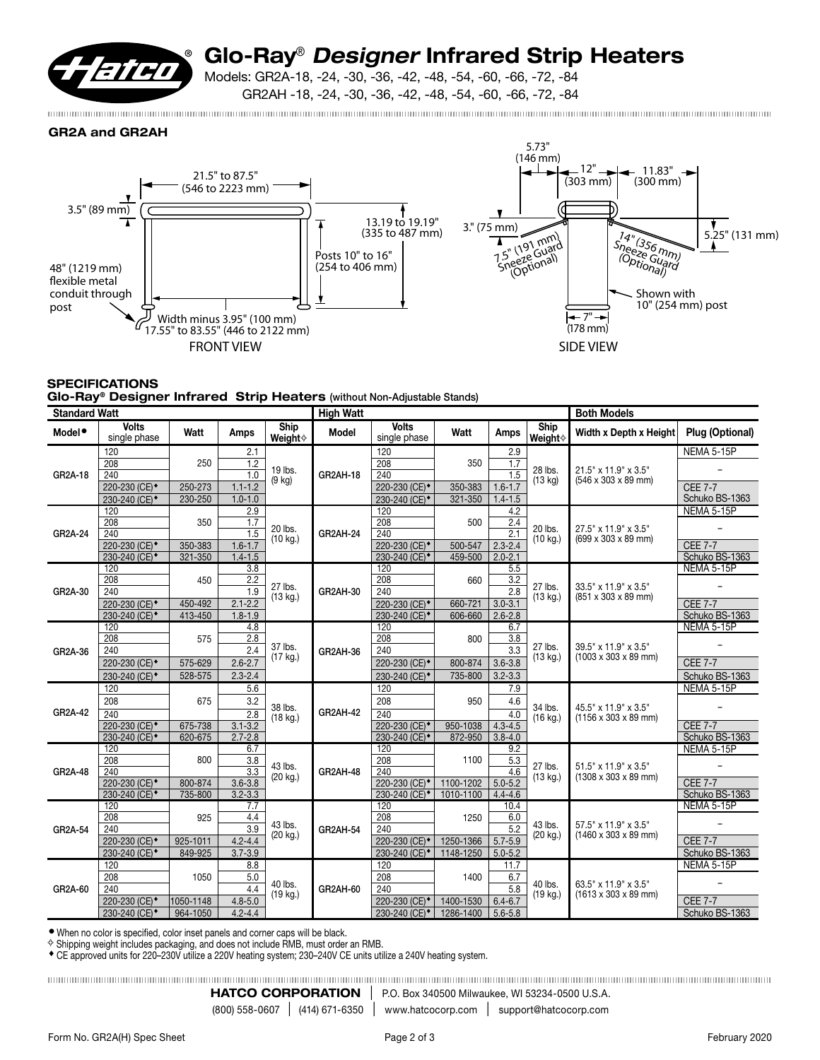# Glo-Ray® *Designer* Infrared Strip Heaters

Models: GR2A-18, -24, -30, -36, -42, -48, -54, -60, -66, -72, -84
GR2AH -18, -24, -30, -36, -42, -48, -54, -60, -66, -72, -84

### GR2A and GR2AH

FRONT VIEW

21.5" to 87.5" (546 to 2223 mm)
3.5" (89 mm)
13.19 to 19.19" (335 to 487 mm)
Posts 10" to 16" (254 to 406 mm)
48" (1219 mm) flexible metal conduit through post
Width minus 3.95" (100 mm) 17.55" to 83.55" (446 to 2122 mm)

SIDE VIEW

5.73" (146 mm)
12" (303 mm)
11.83" (300 mm)
3." (75 mm)
7.5" (191 mm) Sneeze Guard (Optional)
14" (356 mm) Sneeze Guard (Optional)
5.25" (131 mm)
Shown with 10" (254 mm) post
7" (178 mm)

### SPECIFICATIONS

**Glo-Ray® Designer Infrared Strip Heaters** (without Non-Adjustable Stands)

| Standard Watt | | | | | High Watt | | | | | Both Models | |
|---|---|---|---|---|---|---|---|---|---|---|---|
| Model● | Volts single phase | Watt | Amps | Ship Weight✧ | Model | Volts single phase | Watt | Amps | Ship Weight✧ | Width x Depth x Height | Plug (Optional) |
| GR2A-18 | 120 | 250 | 2.1 | 19 lbs. (9 kg) | GR2AH-18 | 120 | 350 | 2.9 | 28 lbs. (13 kg) | 21.5" x 11.9" x 3.5" (546 x 303 x 89 mm) | NEMA 5-15P |
| | 208 | | 1.2 | | | 208 | | 1.7 | | | – |
| | 240 | | 1.0 | | | 240 | | 1.5 | | | |
| | 220-230 (CE)◆ | 250-273 | 1.1-1.2 | | | 220-230 (CE)◆ | 350-383 | 1.6-1.7 | | | CEE 7-7 |
| | 230-240 (CE)◆ | 230-250 | 1.0-1.0 | | | 230-240 (CE)◆ | 321-350 | 1.4-1.5 | | | Schuko BS-1363 |
| GR2A-24 | 120 | 350 | 2.9 | 20 lbs. (10 kg.) | GR2AH-24 | 120 | 500 | 4.2 | 20 lbs. (10 kg.) | 27.5" x 11.9" x 3.5" (699 x 303 x 89 mm) | NEMA 5-15P |
| | 208 | | 1.7 | | | 208 | | 2.4 | | | – |
| | 240 | | 1.5 | | | 240 | | 2.1 | | | |
| | 220-230 (CE)◆ | 350-383 | 1.6-1.7 | | | 220-230 (CE)◆ | 500-547 | 2.3-2.4 | | | CEE 7-7 |
| | 230-240 (CE)◆ | 321-350 | 1.4-1.5 | | | 230-240 (CE)◆ | 459-500 | 2.0-2.1 | | | Schuko BS-1363 |
| GR2A-30 | 120 | 450 | 3.8 | 27 lbs. (13 kg.) | GR2AH-30 | 120 | 660 | 5.5 | 27 lbs. (13 kg.) | 33.5" x 11.9" x 3.5" (851 x 303 x 89 mm) | NEMA 5-15P |
| | 208 | | 2.2 | | | 208 | | 3.2 | | | – |
| | 240 | | 1.9 | | | 240 | | 2.8 | | | |
| | 220-230 (CE)◆ | 450-492 | 2.1-2.2 | | | 220-230 (CE)◆ | 660-721 | 3.0-3.1 | | | CEE 7-7 |
| | 230-240 (CE)◆ | 413-450 | 1.8-1.9 | | | 230-240 (CE)◆ | 606-660 | 2.6-2.8 | | | Schuko BS-1363 |
| GR2A-36 | 120 | 575 | 4.8 | 37 lbs. (17 kg.) | GR2AH-36 | 120 | 800 | 6.7 | 27 lbs. (13 kg.) | 39.5" x 11.9" x 3.5" (1003 x 303 x 89 mm) | NEMA 5-15P |
| | 208 | | 2.8 | | | 208 | | 3.8 | | | – |
| | 240 | | 2.4 | | | 240 | | 3.3 | | | |
| | 220-230 (CE)◆ | 575-629 | 2.6-2.7 | | | 220-230 (CE)◆ | 800-874 | 3.6-3.8 | | | CEE 7-7 |
| | 230-240 (CE)◆ | 528-575 | 2.3-2.4 | | | 230-240 (CE)◆ | 735-800 | 3.2-3.3 | | | Schuko BS-1363 |
| GR2A-42 | 120 | 675 | 5.6 | 38 lbs. (18 kg.) | GR2AH-42 | 120 | 950 | 7.9 | 34 lbs. (16 kg.) | 45.5" x 11.9" x 3.5" (1156 x 303 x 89 mm) | NEMA 5-15P |
| | 208 | | 3.2 | | | 208 | | 4.6 | | | – |
| | 240 | | 2.8 | | | 240 | | 4.0 | | | |
| | 220-230 (CE)◆ | 675-738 | 3.1-3.2 | | | 220-230 (CE)◆ | 950-1038 | 4.3-4.5 | | | CEE 7-7 |
| | 230-240 (CE)◆ | 620-675 | 2.7-2.8 | | | 230-240 (CE)◆ | 872-950 | 3.8-4.0 | | | Schuko BS-1363 |
| GR2A-48 | 120 | 800 | 6.7 | 43 lbs. (20 kg.) | GR2AH-48 | 120 | 1100 | 9.2 | 27 lbs. (13 kg.) | 51.5" x 11.9" x 3.5" (1308 x 303 x 89 mm) | NEMA 5-15P |
| | 208 | | 3.8 | | | 208 | | 5.3 | | | – |
| | 240 | | 3.3 | | | 240 | | 4.6 | | | |
| | 220-230 (CE)◆ | 800-874 | 3.6-3.8 | | | 220-230 (CE)◆ | 1100-1202 | 5.0-5.2 | | | CEE 7-7 |
| | 230-240 (CE)◆ | 735-800 | 3.2-3.3 | | | 230-240 (CE)◆ | 1010-1100 | 4.4-4.6 | | | Schuko BS-1363 |
| GR2A-54 | 120 | 925 | 7.7 | 43 lbs. (20 kg.) | GR2AH-54 | 120 | 1250 | 10.4 | 43 lbs. (20 kg.) | 57.5" x 11.9" x 3.5" (1460 x 303 x 89 mm) | NEMA 5-15P |
| | 208 | | 4.4 | | | 208 | | 6.0 | | | – |
| | 240 | | 3.9 | | | 240 | | 5.2 | | | |
| | 220-230 (CE)◆ | 925-1011 | 4.2-4.4 | | | 220-230 (CE)◆ | 1250-1366 | 5.7-5.9 | | | CEE 7-7 |
| | 230-240 (CE)◆ | 849-925 | 3.7-3.9 | | | 230-240 (CE)◆ | 1148-1250 | 5.0-5.2 | | | Schuko BS-1363 |
| GR2A-60 | 120 | 1050 | 8.8 | 40 lbs. (19 kg.) | GR2AH-60 | 120 | 1400 | 11.7 | 40 lbs. (19 kg.) | 63.5" x 11.9" x 3.5" (1613 x 303 x 89 mm) | NEMA 5-15P |
| | 208 | | 5.0 | | | 208 | | 6.7 | | | – |
| | 240 | | 4.4 | | | 240 | | 5.8 | | | |
| | 220-230 (CE)◆ | 1050-1148 | 4.8-5.0 | | | 220-230 (CE)◆ | 1400-1530 | 6.4-6.7 | | | CEE 7-7 |
| | 230-240 (CE)◆ | 964-1050 | 4.2-4.4 | | | 230-240 (CE)◆ | 1286-1400 | 5.6-5.8 | | | Schuko BS-1363 |

● When no color is specified, color inset panels and corner caps will be black.
✧ Shipping weight includes packaging, and does not include RMB, must order an RMB.
◆ CE approved units for 220–230V utilize a 220V heating system; 230–240V CE units utilize a 240V heating system.

**HATCO CORPORATION** | P.O. Box 340500 Milwaukee, WI 53234-0500 U.S.A.
(800) 558-0607 | (414) 671-6350 | www.hatcocorp.com | support@hatcocorp.com

Form No. GR2A(H) Spec Sheet — February 2020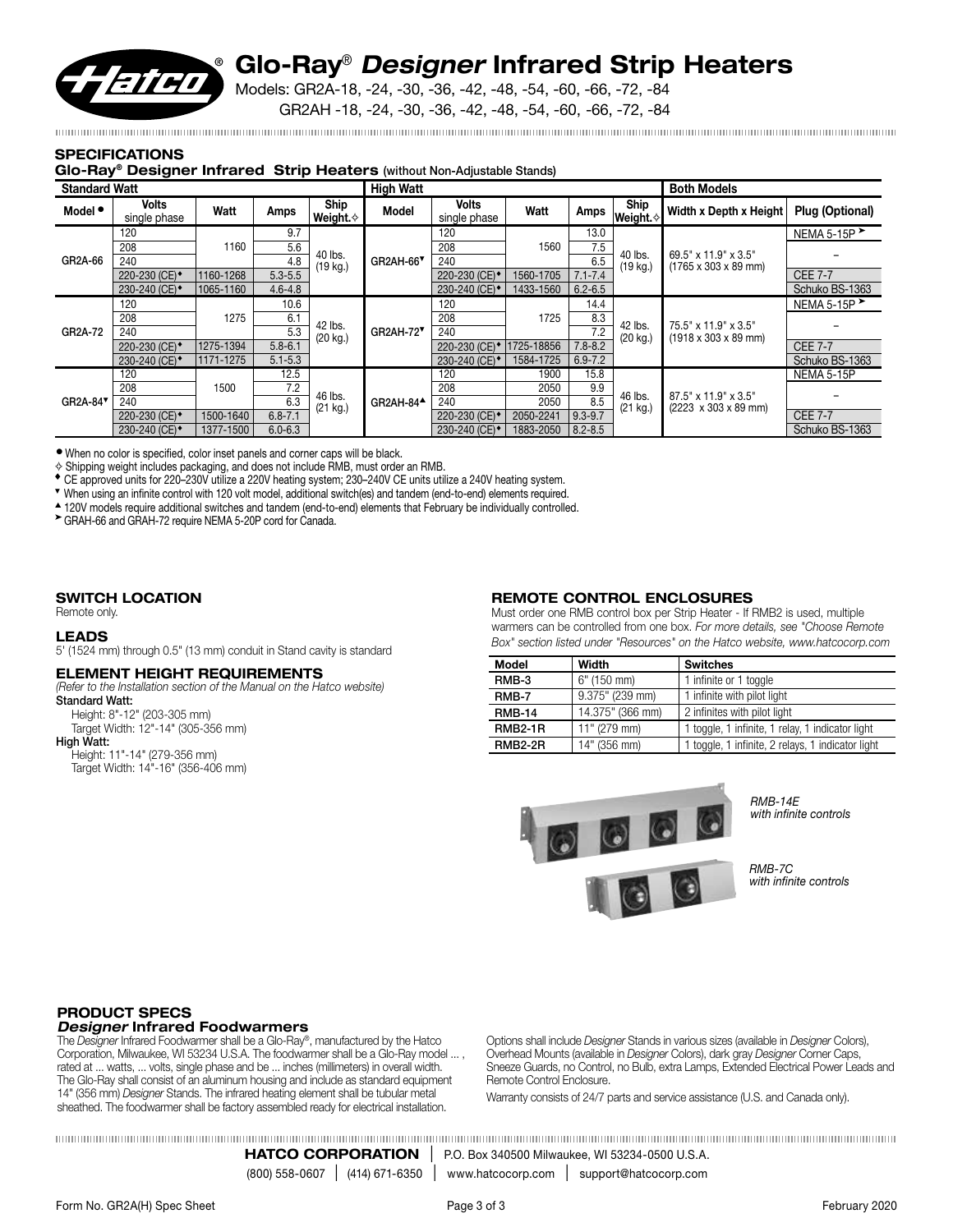# Glo-Ray® *Designer* Infrared Strip Heaters

Models: GR2A-18, -24, -30, -36, -42, -48, -54, -60, -66, -72, -84
GR2AH -18, -24, -30, -36, -42, -48, -54, -60, -66, -72, -84

## SPECIFICATIONS

**Glo-Ray® Designer Infrared Strip Heaters** (without Non-Adjustable Stands)

| Standard Watt | | | | | High Watt | | | | | Both Models | |
|---|---|---|---|---|---|---|---|---|---|---|---|
| Model ● | Volts single phase | Watt | Amps | Ship Weight.✧ | Model | Volts single phase | Watt | Amps | Ship Weight.✧ | Width x Depth x Height | Plug (Optional) |
| GR2A-66 | 120 | 1160 | 9.7 | 40 lbs. (19 kg.) | GR2AH-66▼ | 120 | 1560 | 13.0 | 40 lbs. (19 kg.) | 69.5" x 11.9" x 3.5" (1765 x 303 x 89 mm) | NEMA 5-15P ➤ |
| | 208 | | 5.6 | | | 208 | | 7.5 | | | – |
| | 240 | | 4.8 | | | 240 | | 6.5 | | | |
| | 220-230 (CE)◆ | 1160-1268 | 5.3-5.5 | | | 220-230 (CE)◆ | 1560-1705 | 7.1-7.4 | | | CEE 7-7 |
| | 230-240 (CE)◆ | 1065-1160 | 4.6-4.8 | | | 230-240 (CE)◆ | 1433-1560 | 6.2-6.5 | | | Schuko BS-1363 |
| GR2A-72 | 120 | 1275 | 10.6 | 42 lbs. (20 kg.) | GR2AH-72▼ | 120 | 1725 | 14.4 | 42 lbs. (20 kg.) | 75.5" x 11.9" x 3.5" (1918 x 303 x 89 mm) | NEMA 5-15P ➤ |
| | 208 | | 6.1 | | | 208 | | 8.3 | | | – |
| | 240 | | 5.3 | | | 240 | | 7.2 | | | |
| | 220-230 (CE)◆ | 1275-1394 | 5.8-6.1 | | | 220-230 (CE)◆ | 1725-18856 | 7.8-8.2 | | | CEE 7-7 |
| | 230-240 (CE)◆ | 1171-1275 | 5.1-5.3 | | | 230-240 (CE)◆ | 1584-1725 | 6.9-7.2 | | | Schuko BS-1363 |
| GR2A-84▼ | 120 | 1500 | 12.5 | 46 lbs. (21 kg.) | GR2AH-84▲ | 120 | 1900 | 15.8 | 46 lbs. (21 kg.) | 87.5" x 11.9" x 3.5" (2223 x 303 x 89 mm) | NEMA 5-15P |
| | 208 | | 7.2 | | | 208 | 2050 | 9.9 | | | – |
| | 240 | | 6.3 | | | 240 | 2050 | 8.5 | | | |
| | 220-230 (CE)◆ | 1500-1640 | 6.8-7.1 | | | 220-230 (CE)◆ | 2050-2241 | 9.3-9.7 | | | CEE 7-7 |
| | 230-240 (CE)◆ | 1377-1500 | 6.0-6.3 | | | 230-240 (CE)◆ | 1883-2050 | 8.2-8.5 | | | Schuko BS-1363 |

● When no color is specified, color inset panels and corner caps will be black.
✧ Shipping weight includes packaging, and does not include RMB, must order an RMB.
◆ CE approved units for 220–230V utilize a 220V heating system; 230–240V CE units utilize a 240V heating system.
▼ When using an infinite control with 120 volt model, additional switch(es) and tandem (end-to-end) elements required.
▲ 120V models require additional switches and tandem (end-to-end) elements that February be individually controlled.
➤ GRAH-66 and GRAH-72 require NEMA 5-20P cord for Canada.

## SWITCH LOCATION

Remote only.

## LEADS

5' (1524 mm) through 0.5" (13 mm) conduit in Stand cavity is standard

## ELEMENT HEIGHT REQUIREMENTS

*(Refer to the Installation section of the Manual on the Hatco website)*

**Standard Watt:**
Height: 8"-12" (203-305 mm)
Target Width: 12"-14" (305-356 mm)

**High Watt:**
Height: 11"-14" (279-356 mm)
Target Width: 14"-16" (356-406 mm)

## REMOTE CONTROL ENCLOSURES

Must order one RMB control box per Strip Heater - If RMB2 is used, multiple warmers can be controlled from one box. *For more details, see "Choose Remote Box" section listed under "Resources" on the Hatco website, www.hatcocorp.com*

| Model | Width | Switches |
|---|---|---|
| RMB-3 | 6" (150 mm) | 1 infinite or 1 toggle |
| RMB-7 | 9.375" (239 mm) | 1 infinite with pilot light |
| RMB-14 | 14.375" (366 mm) | 2 infinites with pilot light |
| RMB2-1R | 11" (279 mm) | 1 toggle, 1 infinite, 1 relay, 1 indicator light |
| RMB2-2R | 14" (356 mm) | 1 toggle, 1 infinite, 2 relays, 1 indicator light |

*RMB-14E with infinite controls*

*RMB-7C with infinite controls*

## PRODUCT SPECS

### *Designer* Infrared Foodwarmers

The *Designer* Infrared Foodwarmer shall be a Glo-Ray®, manufactured by the Hatco Corporation, Milwaukee, WI 53234 U.S.A. The foodwarmer shall be a Glo-Ray model ... , rated at ... watts, ... volts, single phase and be ... inches (millimeters) in overall width. The Glo-Ray shall consist of an aluminum housing and include as standard equipment 14" (356 mm) *Designer* Stands. The infrared heating element shall be tubular metal sheathed. The foodwarmer shall be factory assembled ready for electrical installation.

Options shall include *Designer* Stands in various sizes (available in *Designer* Colors), Overhead Mounts (available in *Designer* Colors), dark gray *Designer* Corner Caps, Sneeze Guards, no Control, no Bulb, extra Lamps, Extended Electrical Power Leads and Remote Control Enclosure.

Warranty consists of 24/7 parts and service assistance (U.S. and Canada only).

**HATCO CORPORATION** | P.O. Box 340500 Milwaukee, WI 53234-0500 U.S.A.
(800) 558-0607 | (414) 671-6350 | www.hatcocorp.com | support@hatcocorp.com

Form No. GR2A(H) Spec Sheet — February 2020